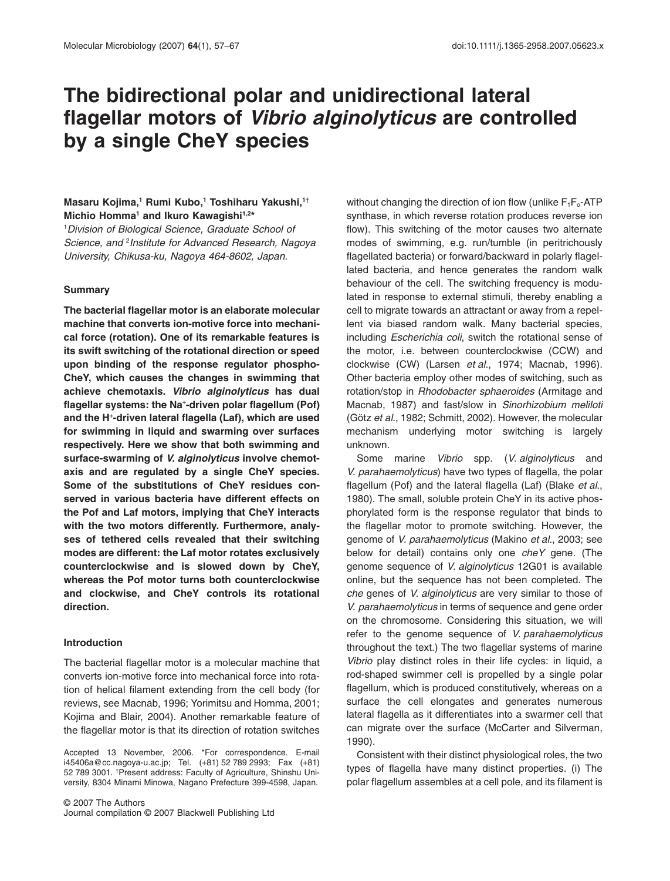# The bidirectional polar and unidirectional lateral flagellar motors of *Vibrio alginolyticus* are controlled by a single CheY species

**Masaru Kojima,[1] Rumi Kubo,[1] Toshiharu Yakushi,[1†] Michio Homma[1] and Ikuro Kawagishi[1,2*]**

[1]*Division of Biological Science, Graduate School of Science, and* [2]*Institute for Advanced Research, Nagoya University, Chikusa-ku, Nagoya 464-8602, Japan.*

## Summary

**The bacterial flagellar motor is an elaborate molecular machine that converts ion-motive force into mechanical force (rotation). One of its remarkable features is its swift switching of the rotational direction or speed upon binding of the response regulator phospho-CheY, which causes the changes in swimming that achieve chemotaxis. *Vibrio alginolyticus* has dual flagellar systems: the $Na^+$-driven polar flagellum (Pof) and the $H^+$-driven lateral flagella (Laf), which are used for swimming in liquid and swarming over surfaces respectively. Here we show that both swimming and surface-swarming of *V. alginolyticus* involve chemotaxis and are regulated by a single CheY species. Some of the substitutions of CheY residues conserved in various bacteria have different effects on the Pof and Laf motors, implying that CheY interacts with the two motors differently. Furthermore, analyses of tethered cells revealed that their switching modes are different: the Laf motor rotates exclusively counterclockwise and is slowed down by CheY, whereas the Pof motor turns both counterclockwise and clockwise, and CheY controls its rotational direction.**

## Introduction

The bacterial flagellar motor is a molecular machine that converts ion-motive force into mechanical force into rotation of helical filament extending from the cell body (for reviews, see Macnab, 1996; Yorimitsu and Homma, 2001; Kojima and Blair, 2004). Another remarkable feature of the flagellar motor is that its direction of rotation switches without changing the direction of ion flow (unlike $F_1F_o$-ATP synthase, in which reverse rotation produces reverse ion flow). This switching of the motor causes two alternate modes of swimming, e.g. run/tumble (in peritrichously flagellated bacteria) or forward/backward in polarly flagellated bacteria, and hence generates the random walk behaviour of the cell. The switching frequency is modulated in response to external stimuli, thereby enabling a cell to migrate towards an attractant or away from a repellent via biased random walk. Many bacterial species, including *Escherichia coli*, switch the rotational sense of the motor, i.e. between counterclockwise (CCW) and clockwise (CW) (Larsen *et al.*, 1974; Macnab, 1996). Other bacteria employ other modes of switching, such as rotation/stop in *Rhodobacter sphaeroides* (Armitage and Macnab, 1987) and fast/slow in *Sinorhizobium meliloti* (Götz *et al.*, 1982; Schmitt, 2002). However, the molecular mechanism underlying motor switching is largely unknown.

Some marine *Vibrio* spp. (*V. alginolyticus* and *V. parahaemolyticus*) have two types of flagella, the polar flagellum (Pof) and the lateral flagella (Laf) (Blake *et al.*, 1980). The small, soluble protein CheY in its active phosphorylated form is the response regulator that binds to the flagellar motor to promote switching. However, the genome of *V. parahaemolyticus* (Makino *et al.*, 2003; see below for detail) contains only one *cheY* gene. (The genome sequence of *V. alginolyticus* 12G01 is available online, but the sequence has not been completed. The *che* genes of *V. alginolyticus* are very similar to those of *V. parahaemolyticus* in terms of sequence and gene order on the chromosome. Considering this situation, we will refer to the genome sequence of *V. parahaemolyticus* throughout the text.) The two flagellar systems of marine *Vibrio* play distinct roles in their life cycles: in liquid, a rod-shaped swimmer cell is propelled by a single polar flagellum, which is produced constitutively, whereas on a surface the cell elongates and generates numerous lateral flagella as it differentiates into a swarmer cell that can migrate over the surface (McCarter and Silverman, 1990).

Consistent with their distinct physiological roles, the two types of flagella have many distinct properties. (i) The polar flagellum assembles at a cell pole, and its filament is

Accepted 13 November, 2006. *For correspondence. E-mail i45406a@cc.nagoya-u.ac.jp; Tel. (+81) 52 789 2993; Fax (+81) 52 789 3001. †Present address: Faculty of Agriculture, Shinshu University, 8304 Minami Minowa, Nagano Prefecture 399-4598, Japan.

© 2007 The Authors
Journal compilation © 2007 Blackwell Publishing Ltd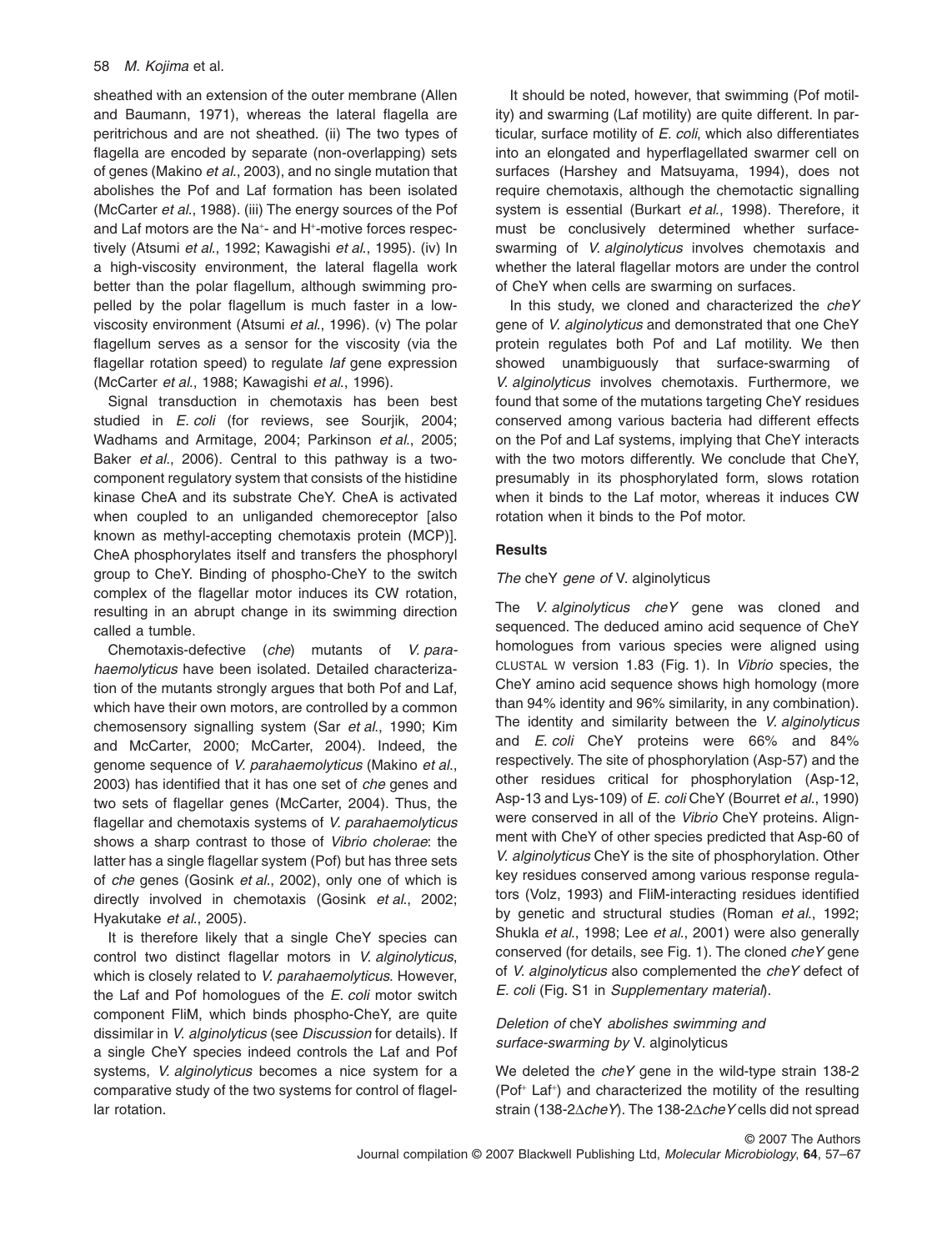sheathed with an extension of the outer membrane (Allen and Baumann, 1971), whereas the lateral flagella are peritrichous and are not sheathed. (ii) The two types of flagella are encoded by separate (non-overlapping) sets of genes (Makino *et al.*, 2003), and no single mutation that abolishes the Pof and Laf formation has been isolated (McCarter *et al.*, 1988). (iii) The energy sources of the Pof and Laf motors are the $Na^+$- and $H^+$-motive forces respectively (Atsumi *et al.*, 1992; Kawagishi *et al.*, 1995). (iv) In a high-viscosity environment, the lateral flagella work better than the polar flagellum, although swimming propelled by the polar flagellum is much faster in a low-viscosity environment (Atsumi *et al.*, 1996). (v) The polar flagellum serves as a sensor for the viscosity (via the flagellar rotation speed) to regulate *laf* gene expression (McCarter *et al.*, 1988; Kawagishi *et al.*, 1996).

Signal transduction in chemotaxis has been best studied in *E. coli* (for reviews, see Sourjik, 2004; Wadhams and Armitage, 2004; Parkinson *et al.*, 2005; Baker *et al.*, 2006). Central to this pathway is a two-component regulatory system that consists of the histidine kinase CheA and its substrate CheY. CheA is activated when coupled to an unliganded chemoreceptor [also known as methyl-accepting chemotaxis protein (MCP)]. CheA phosphorylates itself and transfers the phosphoryl group to CheY. Binding of phospho-CheY to the switch complex of the flagellar motor induces its CW rotation, resulting in an abrupt change in its swimming direction called a tumble.

Chemotaxis-defective (*che*) mutants of *V. parahaemolyticus* have been isolated. Detailed characterization of the mutants strongly argues that both Pof and Laf, which have their own motors, are controlled by a common chemosensory signalling system (Sar *et al.*, 1990; Kim and McCarter, 2000; McCarter, 2004). Indeed, the genome sequence of *V. parahaemolyticus* (Makino *et al.*, 2003) has identified that it has one set of *che* genes and two sets of flagellar genes (McCarter, 2004). Thus, the flagellar and chemotaxis systems of *V. parahaemolyticus* shows a sharp contrast to those of *Vibrio cholerae*: the latter has a single flagellar system (Pof) but has three sets of *che* genes (Gosink *et al.*, 2002), only one of which is directly involved in chemotaxis (Gosink *et al.*, 2002; Hyakutake *et al.*, 2005).

It is therefore likely that a single CheY species can control two distinct flagellar motors in *V. alginolyticus*, which is closely related to *V. parahaemolyticus*. However, the Laf and Pof homologues of the *E. coli* motor switch component FliM, which binds phospho-CheY, are quite dissimilar in *V. alginolyticus* (see *Discussion* for details). If a single CheY species indeed controls the Laf and Pof systems, *V. alginolyticus* becomes a nice system for a comparative study of the two systems for control of flagellar rotation.

It should be noted, however, that swimming (Pof motility) and swarming (Laf motility) are quite different. In particular, surface motility of *E. coli*, which also differentiates into an elongated and hyperflagellated swarmer cell on surfaces (Harshey and Matsuyama, 1994), does not require chemotaxis, although the chemotactic signalling system is essential (Burkart *et al.*, 1998). Therefore, it must be conclusively determined whether surface-swarming of *V. alginolyticus* involves chemotaxis and whether the lateral flagellar motors are under the control of CheY when cells are swarming on surfaces.

In this study, we cloned and characterized the *cheY* gene of *V. alginolyticus* and demonstrated that one CheY protein regulates both Pof and Laf motility. We then showed unambiguously that surface-swarming of *V. alginolyticus* involves chemotaxis. Furthermore, we found that some of the mutations targeting CheY residues conserved among various bacteria had different effects on the Pof and Laf systems, implying that CheY interacts with the two motors differently. We conclude that CheY, presumably in its phosphorylated form, slows rotation when it binds to the Laf motor, whereas it induces CW rotation when it binds to the Pof motor.

## Results

### *The* cheY *gene of* V. alginolyticus

The *V. alginolyticus cheY* gene was cloned and sequenced. The deduced amino acid sequence of CheY homologues from various species were aligned using CLUSTAL W version 1.83 (Fig. 1). In *Vibrio* species, the CheY amino acid sequence shows high homology (more than 94% identity and 96% similarity, in any combination). The identity and similarity between the *V. alginolyticus* and *E. coli* CheY proteins were 66% and 84% respectively. The site of phosphorylation (Asp-57) and the other residues critical for phosphorylation (Asp-12, Asp-13 and Lys-109) of *E. coli* CheY (Bourret *et al.*, 1990) were conserved in all of the *Vibrio* CheY proteins. Alignment with CheY of other species predicted that Asp-60 of *V. alginolyticus* CheY is the site of phosphorylation. Other key residues conserved among various response regulators (Volz, 1993) and FliM-interacting residues identified by genetic and structural studies (Roman *et al.*, 1992; Shukla *et al.*, 1998; Lee *et al.*, 2001) were also generally conserved (for details, see Fig. 1). The cloned *cheY* gene of *V. alginolyticus* also complemented the *cheY* defect of *E. coli* (Fig. S1 in *Supplementary material*).

### *Deletion of* cheY *abolishes swimming and surface-swarming by* V. alginolyticus

We deleted the *cheY* gene in the wild-type strain 138-2 ($Pof^+$ $Laf^+$) and characterized the motility of the resulting strain (138-2Δ*cheY*). The 138-2Δ*cheY* cells did not spread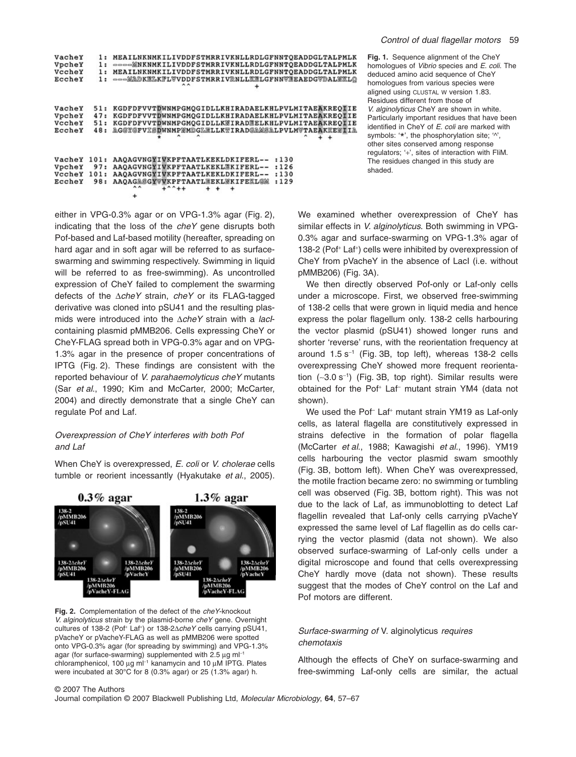**Fig. 1.** Sequence alignment of the CheY homologues of *Vibrio* species and *E. coli*. The deduced amino acid sequence of CheY homologues from various species were aligned using CLUSTAL W version 1.83. Residues different from those of *V. alginolyticus* CheY are shown in white. Particularly important residues that have been identified in CheY of *E. coli* are marked with symbols: '*', the phosphorylation site; '^', other sites conserved among response regulators; '+', sites of interaction with FliM. The residues changed in this study are shaded.

either in VPG-0.3% agar or on VPG-1.3% agar (Fig. 2), indicating that the loss of the *cheY* gene disrupts both Pof-based and Laf-based motility (hereafter, spreading on hard agar and in soft agar will be referred to as surface-swarming and swimming respectively. Swimming in liquid will be referred to as free-swimming). As uncontrolled expression of CheY failed to complement the swarming defects of the Δ*cheY* strain, *cheY* or its FLAG-tagged derivative was cloned into pSU41 and the resulting plasmids were introduced into the Δ*cheY* strain with a *lacI*-containing plasmid pMMB206. Cells expressing CheY or CheY-FLAG spread both in VPG-0.3% agar and on VPG-1.3% agar in the presence of proper concentrations of IPTG (Fig. 2). These findings are consistent with the reported behaviour of *V. parahaemolyticus cheY* mutants (Sar *et al*., 1990; Kim and McCarter, 2000; McCarter, 2004) and directly demonstrate that a single CheY can regulate Pof and Laf.

### *Overexpression of CheY interferes with both Pof and Laf*

When CheY is overexpressed, *E. coli* or *V. cholerae* cells tumble or reorient incessantly (Hyakutake *et al*., 2005).

**Fig. 2.** Complementation of the defect of the *cheY*-knockout *V. alginolyticus* strain by the plasmid-borne *cheY* gene. Overnight cultures of 138-2 (Pof[+] Laf[+]) or 138-2Δ*cheY* cells carrying pSU41, pVacheY or pVacheY-FLAG as well as pMMB206 were spotted onto VPG-0.3% agar (for spreading by swimming) and VPG-1.3% agar (for surface-swarming) supplemented with 2.5 μg ml$^{-1}$ chloramphenicol, 100 μg ml$^{-1}$ kanamycin and 10 μM IPTG. Plates were incubated at 30°C for 8 (0.3% agar) or 25 (1.3% agar) h.

We examined whether overexpression of CheY has similar effects in *V. alginolyticus*. Both swimming in VPG-0.3% agar and surface-swarming on VPG-1.3% agar of 138-2 (Pof[+] Laf[+]) cells were inhibited by overexpression of CheY from pVacheY in the absence of LacI (i.e. without pMMB206) (Fig. 3A).

We then directly observed Pof-only or Laf-only cells under a microscope. First, we observed free-swimming of 138-2 cells that were grown in liquid media and hence express the polar flagellum only. 138-2 cells harbouring the vector plasmid (pSU41) showed longer runs and shorter 'reverse' runs, with the reorientation frequency at around 1.5 s$^{-1}$ (Fig. 3B, top left), whereas 138-2 cells overexpressing CheY showed more frequent reorientation (~3.0 s$^{-1}$) (Fig. 3B, top right). Similar results were obtained for the Pof[+] Laf[–] mutant strain YM4 (data not shown).

We used the Pof[–] Laf[+] mutant strain YM19 as Laf-only cells, as lateral flagella are constitutively expressed in strains defective in the formation of polar flagella (McCarter *et al*., 1988; Kawagishi *et al*., 1996). YM19 cells harbouring the vector plasmid swam smoothly (Fig. 3B, bottom left). When CheY was overexpressed, the motile fraction became zero: no swimming or tumbling cell was observed (Fig. 3B, bottom right). This was not due to the lack of Laf, as immunoblotting to detect Laf flagellin revealed that Laf-only cells carrying pVacheY expressed the same level of Laf flagellin as do cells carrying the vector plasmid (data not shown). We also observed surface-swarming of Laf-only cells under a digital microscope and found that cells overexpressing CheY hardly move (data not shown). These results suggest that the modes of CheY control on the Laf and Pof motors are different.

### *Surface-swarming of* V. alginolyticus *requires chemotaxis*

Although the effects of CheY on surface-swarming and free-swimming Laf-only cells are similar, the actual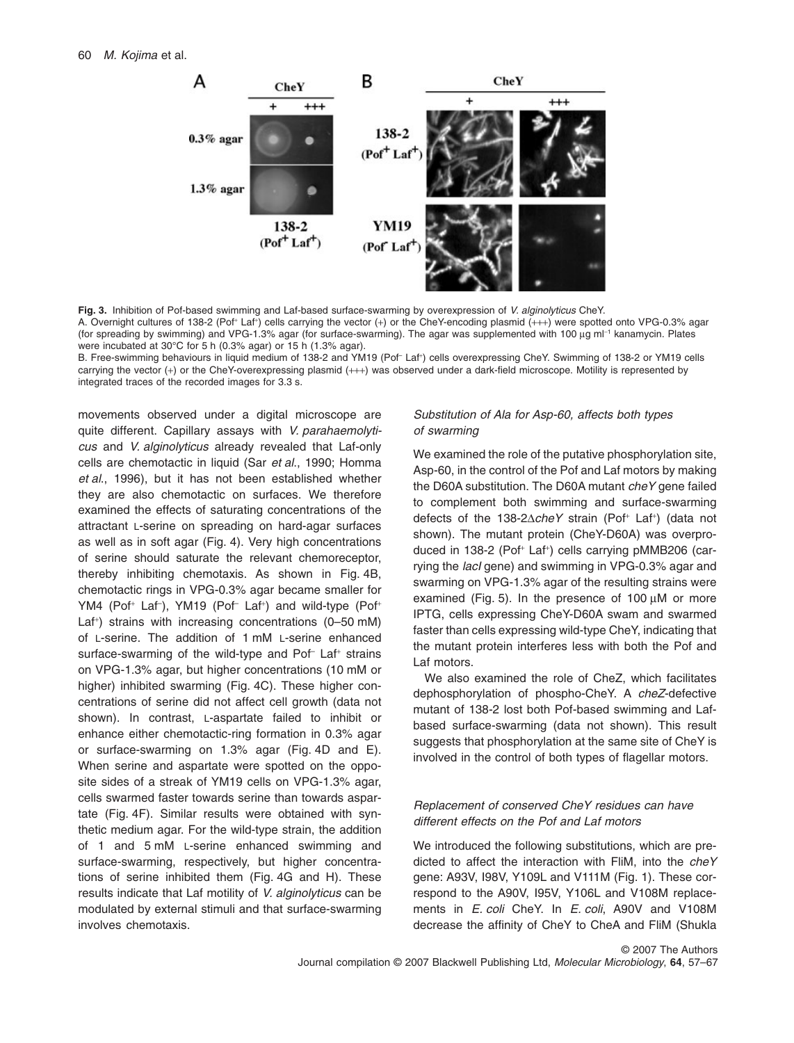**Fig. 3.** Inhibition of Pof-based swimming and Laf-based surface-swarming by overexpression of *V. alginolyticus* CheY.

A. Overnight cultures of 138-2 (Pof[+] Laf[+]) cells carrying the vector (+) or the CheY-encoding plasmid (+++) were spotted onto VPG-0.3% agar (for spreading by swimming) and VPG-1.3% agar (for surface-swarming). The agar was supplemented with 100 μg ml[−1] kanamycin. Plates were incubated at 30°C for 5 h (0.3% agar) or 15 h (1.3% agar).

B. Free-swimming behaviours in liquid medium of 138-2 and YM19 (Pof[−] Laf[+]) cells overexpressing CheY. Swimming of 138-2 or YM19 cells carrying the vector (+) or the CheY-overexpressing plasmid (+++) was observed under a dark-field microscope. Motility is represented by integrated traces of the recorded images for 3.3 s.

movements observed under a digital microscope are quite different. Capillary assays with *V. parahaemolyticus* and *V. alginolyticus* already revealed that Laf-only cells are chemotactic in liquid (Sar *et al*., 1990; Homma *et al*., 1996), but it has not been established whether they are also chemotactic on surfaces. We therefore examined the effects of saturating concentrations of the attractant L-serine on spreading on hard-agar surfaces as well as in soft agar (Fig. 4). Very high concentrations of serine should saturate the relevant chemoreceptor, thereby inhibiting chemotaxis. As shown in Fig. 4B, chemotactic rings in VPG-0.3% agar became smaller for YM4 (Pof[+] Laf[−]), YM19 (Pof[−] Laf[+]) and wild-type (Pof[+] Laf[+]) strains with increasing concentrations (0–50 mM) of L-serine. The addition of 1 mM L-serine enhanced surface-swarming of the wild-type and Pof[−] Laf[+] strains on VPG-1.3% agar, but higher concentrations (10 mM or higher) inhibited swarming (Fig. 4C). These higher concentrations of serine did not affect cell growth (data not shown). In contrast, L-aspartate failed to inhibit or enhance either chemotactic-ring formation in 0.3% agar or surface-swarming on 1.3% agar (Fig. 4D and E). When serine and aspartate were spotted on the opposite sides of a streak of YM19 cells on VPG-1.3% agar, cells swarmed faster towards serine than towards aspartate (Fig. 4F). Similar results were obtained with synthetic medium agar. For the wild-type strain, the addition of 1 and 5 mM L-serine enhanced swimming and surface-swarming, respectively, but higher concentrations of serine inhibited them (Fig. 4G and H). These results indicate that Laf motility of *V. alginolyticus* can be modulated by external stimuli and that surface-swarming involves chemotaxis.

### *Substitution of Ala for Asp-60, affects both types of swarming*

We examined the role of the putative phosphorylation site, Asp-60, in the control of the Pof and Laf motors by making the D60A substitution. The D60A mutant *cheY* gene failed to complement both swimming and surface-swarming defects of the 138-2Δ*cheY* strain (Pof[+] Laf[+]) (data not shown). The mutant protein (CheY-D60A) was overproduced in 138-2 (Pof[+] Laf[+]) cells carrying pMMB206 (carrying the *lacI* gene) and swimming in VPG-0.3% agar and swarming on VPG-1.3% agar of the resulting strains were examined (Fig. 5). In the presence of 100 μM or more IPTG, cells expressing CheY-D60A swam and swarmed faster than cells expressing wild-type CheY, indicating that the mutant protein interferes less with both the Pof and Laf motors.

We also examined the role of CheZ, which facilitates dephosphorylation of phospho-CheY. A *cheZ*-defective mutant of 138-2 lost both Pof-based swimming and Laf-based surface-swarming (data not shown). This result suggests that phosphorylation at the same site of CheY is involved in the control of both types of flagellar motors.

### *Replacement of conserved CheY residues can have different effects on the Pof and Laf motors*

We introduced the following substitutions, which are predicted to affect the interaction with FliM, into the *cheY* gene: A93V, I98V, Y109L and V111M (Fig. 1). These correspond to the A90V, I95V, Y106L and V108M replacements in *E. coli* CheY. In *E. coli*, A90V and V108M decrease the affinity of CheY to CheA and FliM (Shukla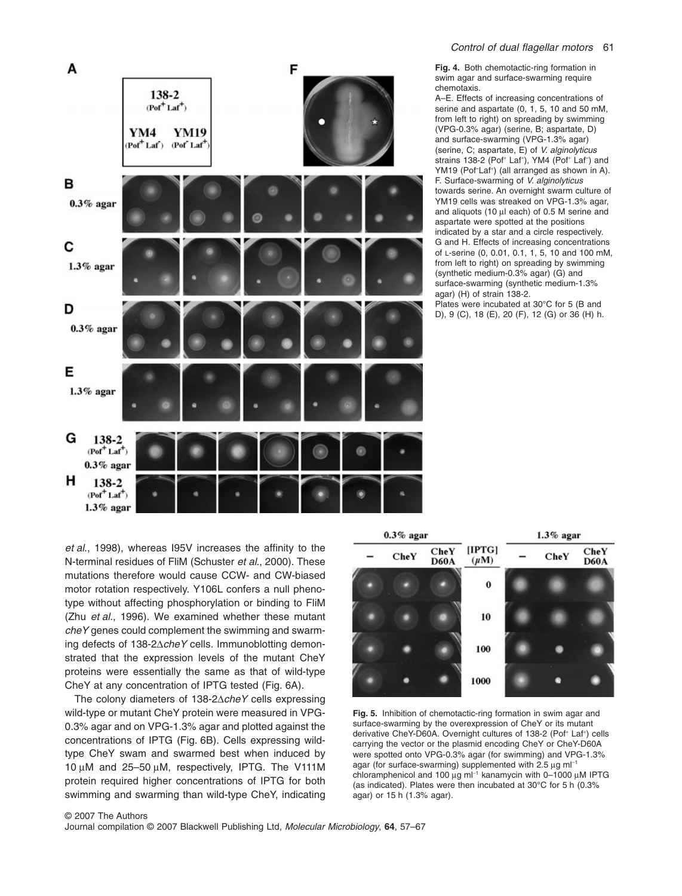**Fig. 4.** Both chemotactic-ring formation in swim agar and surface-swarming require chemotaxis.
A–E. Effects of increasing concentrations of serine and aspartate (0, 1, 5, 10 and 50 mM, from left to right) on spreading by swimming (VPG-0.3% agar) (serine, B; aspartate, D) and surface-swarming (VPG-1.3% agar) (serine, C; aspartate, E) of *V. alginolyticus* strains 138-2 (Pof[+] Laf[+]), YM4 (Pof[+] Laf[−]) and YM19 (Pof[−]Laf[+]) (all arranged as shown in A).
F. Surface-swarming of *V. alginolyticus* towards serine. An overnight swarm culture of YM19 cells was streaked on VPG-1.3% agar, and aliquots (10 μl each) of 0.5 M serine and aspartate were spotted at the positions indicated by a star and a circle respectively.
G and H. Effects of increasing concentrations of L-serine (0, 0.01, 0.1, 1, 5, 10 and 100 mM, from left to right) on spreading by swimming (synthetic medium-0.3% agar) (G) and surface-swarming (synthetic medium-1.3% agar) (H) of strain 138-2.
Plates were incubated at 30°C for 5 (B and D), 9 (C), 18 (E), 20 (F), 12 (G) or 36 (H) h.

*et al.*, 1998), whereas I95V increases the affinity to the N-terminal residues of FliM (Schuster *et al.*, 2000). These mutations therefore would cause CCW- and CW-biased motor rotation respectively. Y106L confers a null phenotype without affecting phosphorylation or binding to FliM (Zhu *et al.*, 1996). We examined whether these mutant *cheY* genes could complement the swimming and swarming defects of 138-2Δ*cheY* cells. Immunoblotting demonstrated that the expression levels of the mutant CheY proteins were essentially the same as that of wild-type CheY at any concentration of IPTG tested (Fig. 6A).

The colony diameters of 138-2Δ*cheY* cells expressing wild-type or mutant CheY protein were measured in VPG-0.3% agar and on VPG-1.3% agar and plotted against the concentrations of IPTG (Fig. 6B). Cells expressing wild-type CheY swam and swarmed best when induced by 10 μM and 25–50 μM, respectively, IPTG. The V111M protein required higher concentrations of IPTG for both swimming and swarming than wild-type CheY, indicating

**Fig. 5.** Inhibition of chemotactic-ring formation in swim agar and surface-swarming by the overexpression of CheY or its mutant derivative CheY-D60A. Overnight cultures of 138-2 (Pof[+] Laf[+]) cells carrying the vector or the plasmid encoding CheY or CheY-D60A were spotted onto VPG-0.3% agar (for swimming) and VPG-1.3% agar (for surface-swarming) supplemented with 2.5 μg ml$^{-1}$ chloramphenicol and 100 μg ml$^{-1}$ kanamycin with 0–1000 μM IPTG (as indicated). Plates were then incubated at 30°C for 5 h (0.3% agar) or 15 h (1.3% agar).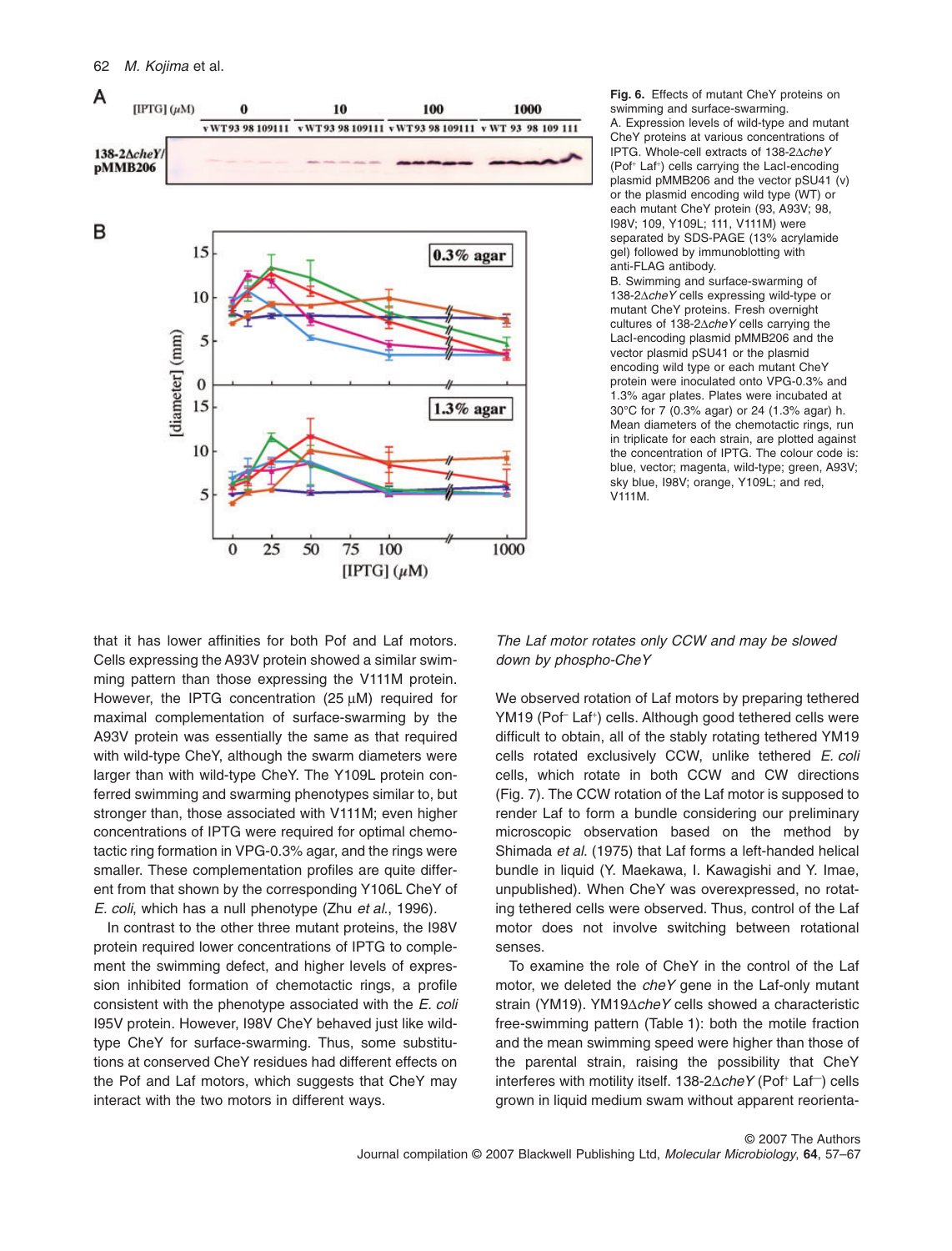**Fig. 6.** Effects of mutant CheY proteins on swimming and surface-swarming.

A. Expression levels of wild-type and mutant CheY proteins at various concentrations of IPTG. Whole-cell extracts of 138-2Δ*cheY* (Pof⁺ Laf⁺) cells carrying the LacI-encoding plasmid pMMB206 and the vector pSU41 (v) or the plasmid encoding wild type (WT) or each mutant CheY protein (93, A93V; 98, I98V; 109, Y109L; 111, V111M) were separated by SDS-PAGE (13% acrylamide gel) followed by immunoblotting with anti-FLAG antibody.

B. Swimming and surface-swarming of 138-2Δ*cheY* cells expressing wild-type or mutant CheY proteins. Fresh overnight cultures of 138-2Δ*cheY* cells carrying the LacI-encoding plasmid pMMB206 and the vector pSU41 or the plasmid encoding wild type or each mutant CheY protein were inoculated onto VPG-0.3% and 1.3% agar plates. Plates were incubated at 30°C for 7 (0.3% agar) or 24 (1.3% agar) h. Mean diameters of the chemotactic rings, run in triplicate for each strain, are plotted against the concentration of IPTG. The colour code is: blue, vector; magenta, wild-type; green, A93V; sky blue, I98V; orange, Y109L; and red, V111M.

that it has lower affinities for both Pof and Laf motors. Cells expressing the A93V protein showed a similar swimming pattern than those expressing the V111M protein. However, the IPTG concentration (25 μM) required for maximal complementation of surface-swarming by the A93V protein was essentially the same as that required with wild-type CheY, although the swarm diameters were larger than with wild-type CheY. The Y109L protein conferred swimming and swarming phenotypes similar to, but stronger than, those associated with V111M; even higher concentrations of IPTG were required for optimal chemotactic ring formation in VPG-0.3% agar, and the rings were smaller. These complementation profiles are quite different from that shown by the corresponding Y106L CheY of *E. coli*, which has a null phenotype (Zhu *et al*., 1996).

In contrast to the other three mutant proteins, the I98V protein required lower concentrations of IPTG to complement the swimming defect, and higher levels of expression inhibited formation of chemotactic rings, a profile consistent with the phenotype associated with the *E. coli* I95V protein. However, I98V CheY behaved just like wild-type CheY for surface-swarming. Thus, some substitutions at conserved CheY residues had different effects on the Pof and Laf motors, which suggests that CheY may interact with the two motors in different ways.

### *The Laf motor rotates only CCW and may be slowed down by phospho-CheY*

We observed rotation of Laf motors by preparing tethered YM19 (Pof⁻ Laf⁺) cells. Although good tethered cells were difficult to obtain, all of the stably rotating tethered YM19 cells rotated exclusively CCW, unlike tethered *E. coli* cells, which rotate in both CCW and CW directions (Fig. 7). The CCW rotation of the Laf motor is supposed to render Laf to form a bundle considering our preliminary microscopic observation based on the method by Shimada *et al.* (1975) that Laf forms a left-handed helical bundle in liquid (Y. Maekawa, I. Kawagishi and Y. Imae, unpublished). When CheY was overexpressed, no rotating tethered cells were observed. Thus, control of the Laf motor does not involve switching between rotational senses.

To examine the role of CheY in the control of the Laf motor, we deleted the *cheY* gene in the Laf-only mutant strain (YM19). YM19Δ*cheY* cells showed a characteristic free-swimming pattern (Table 1): both the motile fraction and the mean swimming speed were higher than those of the parental strain, raising the possibility that CheY interferes with motility itself. 138-2Δ*cheY* (Pof⁺ Laf⁻) cells grown in liquid medium swam without apparent reorienta-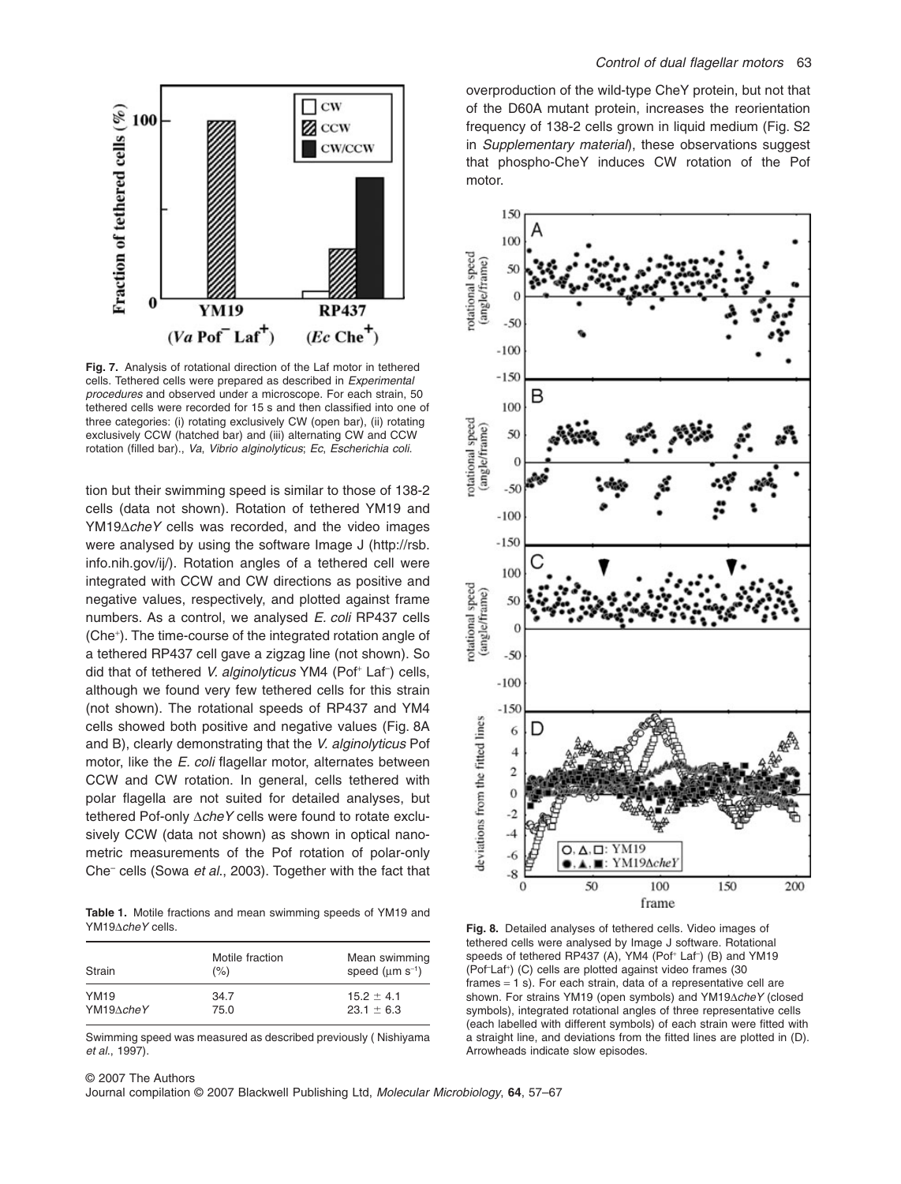**Fig. 7.** Analysis of rotational direction of the Laf motor in tethered cells. Tethered cells were prepared as described in *Experimental procedures* and observed under a microscope. For each strain, 50 tethered cells were recorded for 15 s and then classified into one of three categories: (i) rotating exclusively CW (open bar), (ii) rotating exclusively CCW (hatched bar) and (iii) alternating CW and CCW rotation (filled bar)., *Va*, *Vibrio alginolyticus*; *Ec*, *Escherichia coli*.

tion but their swimming speed is similar to those of 138-2 cells (data not shown). Rotation of tethered YM19 and YM19Δ*cheY* cells was recorded, and the video images were analysed by using the software Image J (http://rsb.info.nih.gov/ij/). Rotation angles of a tethered cell were integrated with CCW and CW directions as positive and negative values, respectively, and plotted against frame numbers. As a control, we analysed *E. coli* RP437 cells (Che$^+$). The time-course of the integrated rotation angle of a tethered RP437 cell gave a zigzag line (not shown). So did that of tethered *V. alginolyticus* YM4 (Pof$^+$ Laf$^-$) cells, although we found very few tethered cells for this strain (not shown). The rotational speeds of RP437 and YM4 cells showed both positive and negative values (Fig. 8A and B), clearly demonstrating that the *V. alginolyticus* Pof motor, like the *E. coli* flagellar motor, alternates between CCW and CW rotation. In general, cells tethered with polar flagella are not suited for detailed analyses, but tethered Pof-only Δ*cheY* cells were found to rotate exclusively CCW (data not shown) as shown in optical nanometric measurements of the Pof rotation of polar-only Che$^-$ cells (Sowa *et al*., 2003). Together with the fact that overproduction of the wild-type CheY protein, but not that of the D60A mutant protein, increases the reorientation frequency of 138-2 cells grown in liquid medium (Fig. S2 in *Supplementary material*), these observations suggest that phospho-CheY induces CW rotation of the Pof motor.

**Table 1.** Motile fractions and mean swimming speeds of YM19 and YM19Δ*cheY* cells.

| Strain | Motile fraction (%) | Mean swimming speed (μm s$^{-1}$) |
|---|---|---|
| YM19 | 34.7 | 15.2 ± 4.1 |
| YM19Δ*cheY* | 75.0 | 23.1 ± 6.3 |

Swimming speed was measured as described previously ( Nishiyama *et al*., 1997).

**Fig. 8.** Detailed analyses of tethered cells. Video images of tethered cells were analysed by Image J software. Rotational speeds of tethered RP437 (A), YM4 (Pof$^+$ Laf$^-$) (B) and YM19 (Pof$^-$Laf$^+$) (C) cells are plotted against video frames (30 frames = 1 s). For each strain, data of a representative cell are shown. For strains YM19 (open symbols) and YM19Δ*cheY* (closed symbols), integrated rotational angles of three representative cells (each labelled with different symbols) of each strain were fitted with a straight line, and deviations from the fitted lines are plotted in (D). Arrowheads indicate slow episodes.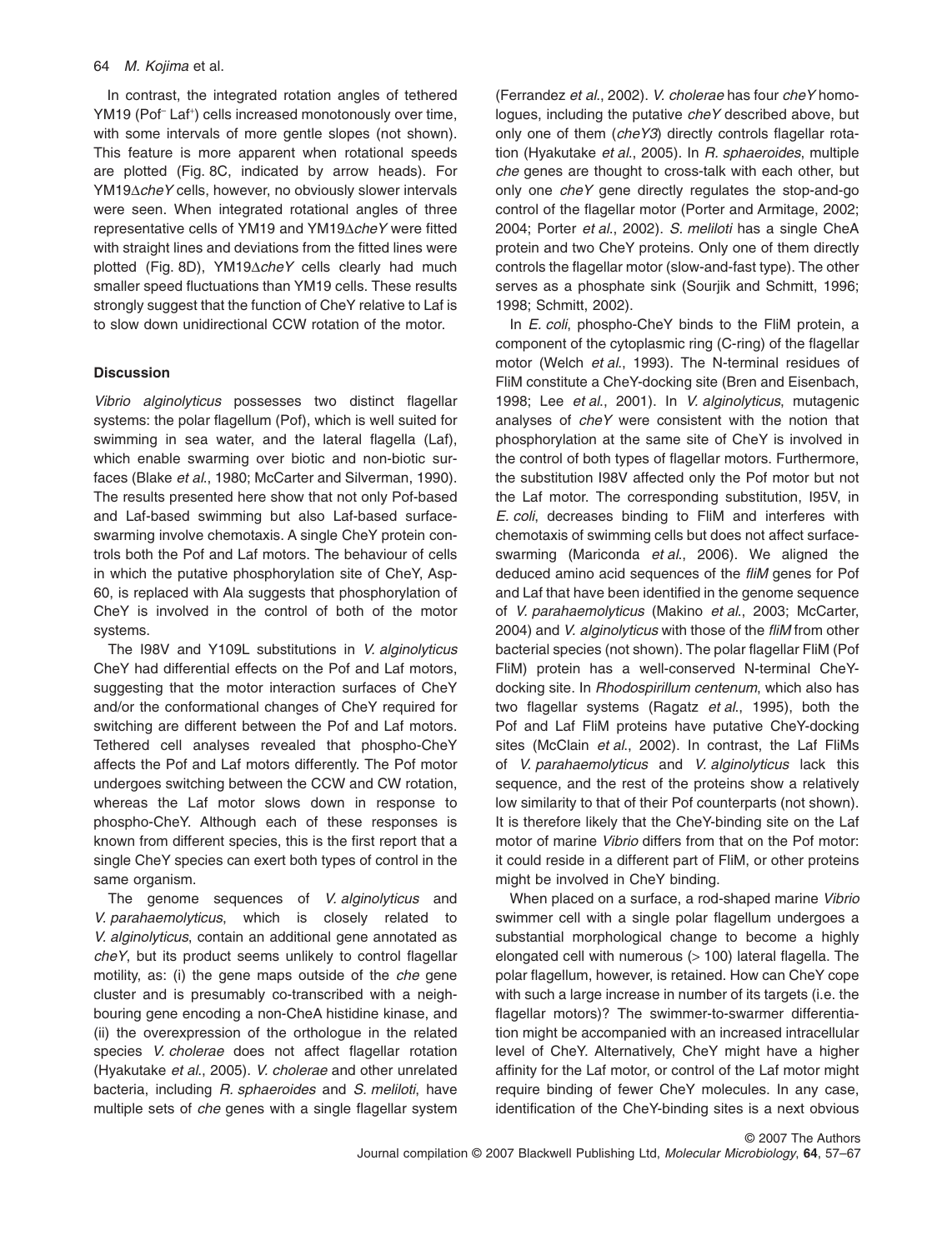In contrast, the integrated rotation angles of tethered YM19 (Pof$^{-}$ Laf$^{+}$) cells increased monotonously over time, with some intervals of more gentle slopes (not shown). This feature is more apparent when rotational speeds are plotted (Fig. 8C, indicated by arrow heads). For YM19Δ*cheY* cells, however, no obviously slower intervals were seen. When integrated rotational angles of three representative cells of YM19 and YM19Δ*cheY* were fitted with straight lines and deviations from the fitted lines were plotted (Fig. 8D), YM19Δ*cheY* cells clearly had much smaller speed fluctuations than YM19 cells. These results strongly suggest that the function of CheY relative to Laf is to slow down unidirectional CCW rotation of the motor.

## Discussion

*Vibrio alginolyticus* possesses two distinct flagellar systems: the polar flagellum (Pof), which is well suited for swimming in sea water, and the lateral flagella (Laf), which enable swarming over biotic and non-biotic surfaces (Blake *et al*., 1980; McCarter and Silverman, 1990). The results presented here show that not only Pof-based and Laf-based swimming but also Laf-based surface-swarming involve chemotaxis. A single CheY protein controls both the Pof and Laf motors. The behaviour of cells in which the putative phosphorylation site of CheY, Asp-60, is replaced with Ala suggests that phosphorylation of CheY is involved in the control of both of the motor systems.

The I98V and Y109L substitutions in *V. alginolyticus* CheY had differential effects on the Pof and Laf motors, suggesting that the motor interaction surfaces of CheY and/or the conformational changes of CheY required for switching are different between the Pof and Laf motors. Tethered cell analyses revealed that phospho-CheY affects the Pof and Laf motors differently. The Pof motor undergoes switching between the CCW and CW rotation, whereas the Laf motor slows down in response to phospho-CheY. Although each of these responses is known from different species, this is the first report that a single CheY species can exert both types of control in the same organism.

The genome sequences of *V. alginolyticus* and *V. parahaemolyticus*, which is closely related to *V. alginolyticus*, contain an additional gene annotated as *cheY*, but its product seems unlikely to control flagellar motility, as: (i) the gene maps outside of the *che* gene cluster and is presumably co-transcribed with a neighbouring gene encoding a non-CheA histidine kinase, and (ii) the overexpression of the orthologue in the related species *V. cholerae* does not affect flagellar rotation (Hyakutake *et al*., 2005). *V. cholerae* and other unrelated bacteria, including *R. sphaeroides* and *S. meliloti*, have multiple sets of *che* genes with a single flagellar system (Ferrandez *et al*., 2002). *V. cholerae* has four *cheY* homologues, including the putative *cheY* described above, but only one of them (*cheY3*) directly controls flagellar rotation (Hyakutake *et al*., 2005). In *R. sphaeroides*, multiple *che* genes are thought to cross-talk with each other, but only one *cheY* gene directly regulates the stop-and-go control of the flagellar motor (Porter and Armitage, 2002; 2004; Porter *et al*., 2002). *S. meliloti* has a single CheA protein and two CheY proteins. Only one of them directly controls the flagellar motor (slow-and-fast type). The other serves as a phosphate sink (Sourjik and Schmitt, 1996; 1998; Schmitt, 2002).

In *E. coli*, phospho-CheY binds to the FliM protein, a component of the cytoplasmic ring (C-ring) of the flagellar motor (Welch *et al*., 1993). The N-terminal residues of FliM constitute a CheY-docking site (Bren and Eisenbach, 1998; Lee *et al*., 2001). In *V. alginolyticus*, mutagenic analyses of *cheY* were consistent with the notion that phosphorylation at the same site of CheY is involved in the control of both types of flagellar motors. Furthermore, the substitution I98V affected only the Pof motor but not the Laf motor. The corresponding substitution, I95V, in *E. coli*, decreases binding to FliM and interferes with chemotaxis of swimming cells but does not affect surface-swarming (Mariconda *et al*., 2006). We aligned the deduced amino acid sequences of the *fliM* genes for Pof and Laf that have been identified in the genome sequence of *V. parahaemolyticus* (Makino *et al*., 2003; McCarter, 2004) and *V. alginolyticus* with those of the *fliM* from other bacterial species (not shown). The polar flagellar FliM (Pof FliM) protein has a well-conserved N-terminal CheY-docking site. In *Rhodospirillum centenum*, which also has two flagellar systems (Ragatz *et al*., 1995), both the Pof and Laf FliM proteins have putative CheY-docking sites (McClain *et al*., 2002). In contrast, the Laf FliMs of *V. parahaemolyticus* and *V. alginolyticus* lack this sequence, and the rest of the proteins show a relatively low similarity to that of their Pof counterparts (not shown). It is therefore likely that the CheY-binding site on the Laf motor of marine *Vibrio* differs from that on the Pof motor: it could reside in a different part of FliM, or other proteins might be involved in CheY binding.

When placed on a surface, a rod-shaped marine *Vibrio* swimmer cell with a single polar flagellum undergoes a substantial morphological change to become a highly elongated cell with numerous (> 100) lateral flagella. The polar flagellum, however, is retained. How can CheY cope with such a large increase in number of its targets (i.e. the flagellar motors)? The swimmer-to-swarmer differentiation might be accompanied with an increased intracellular level of CheY. Alternatively, CheY might have a higher affinity for the Laf motor, or control of the Laf motor might require binding of fewer CheY molecules. In any case, identification of the CheY-binding sites is a next obvious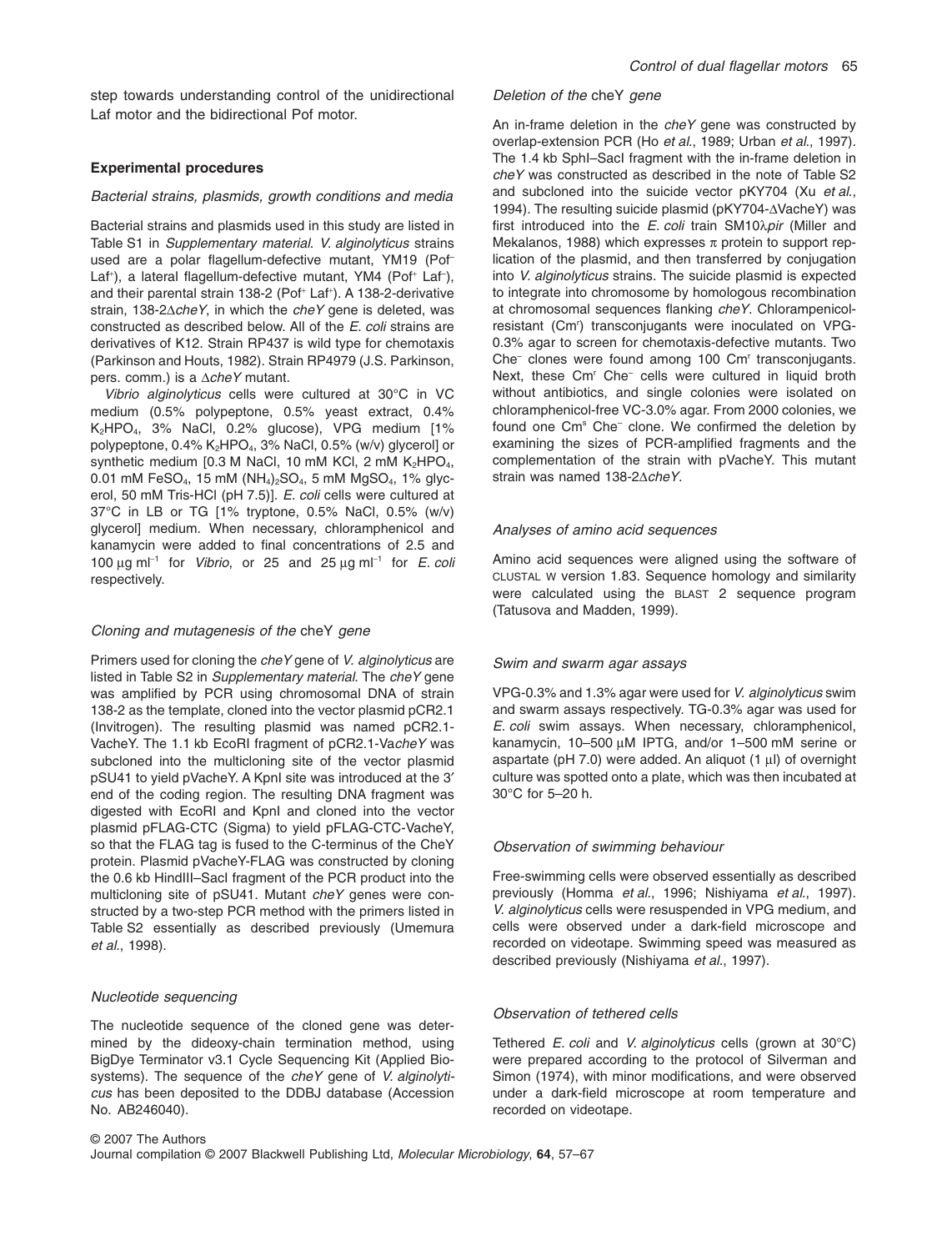step towards understanding control of the unidirectional Laf motor and the bidirectional Pof motor.

## Experimental procedures

### Bacterial strains, plasmids, growth conditions and media

Bacterial strains and plasmids used in this study are listed in Table S1 in *Supplementary material*. *V. alginolyticus* strains used are a polar flagellum-defective mutant, YM19 (Pof$^-$ Laf$^+$), a lateral flagellum-defective mutant, YM4 (Pof$^+$ Laf$^-$), and their parental strain 138-2 (Pof$^+$ Laf$^+$). A 138-2-derivative strain, 138-2Δ*cheY*, in which the *cheY* gene is deleted, was constructed as described below. All of the *E. coli* strains are derivatives of K12. Strain RP437 is wild type for chemotaxis (Parkinson and Houts, 1982). Strain RP4979 (J.S. Parkinson, pers. comm.) is a Δ*cheY* mutant.

*Vibrio alginolyticus* cells were cultured at 30°C in VC medium (0.5% polypeptone, 0.5% yeast extract, 0.4% $K_2HPO_4$, 3% NaCl, 0.2% glucose), VPG medium [1% polypeptone, 0.4% $K_2HPO_4$, 3% NaCl, 0.5% (w/v) glycerol] or synthetic medium [0.3 M NaCl, 10 mM KCl, 2 mM $K_2HPO_4$, 0.01 mM $FeSO_4$, 15 mM $(NH_4)_2SO_4$, 5 mM $MgSO_4$, 1% glycerol, 50 mM Tris-HCl (pH 7.5)]. *E. coli* cells were cultured at 37°C in LB or TG [1% tryptone, 0.5% NaCl, 0.5% (w/v) glycerol] medium. When necessary, chloramphenicol and kanamycin were added to final concentrations of 2.5 and 100 μg ml$^{-1}$ for *Vibrio*, or 25 and 25 μg ml$^{-1}$ for *E. coli* respectively.

### Cloning and mutagenesis of the cheY gene

Primers used for cloning the *cheY* gene of *V. alginolyticus* are listed in Table S2 in *Supplementary material*. The *cheY* gene was amplified by PCR using chromosomal DNA of strain 138-2 as the template, cloned into the vector plasmid pCR2.1 (Invitrogen). The resulting plasmid was named pCR2.1-VacheY. The 1.1 kb EcoRI fragment of pCR2.1-Va*cheY* was subcloned into the multicloning site of the vector plasmid pSU41 to yield pVacheY. A KpnI site was introduced at the 3′ end of the coding region. The resulting DNA fragment was digested with EcoRI and KpnI and cloned into the vector plasmid pFLAG-CTC (Sigma) to yield pFLAG-CTC-VacheY, so that the FLAG tag is fused to the C-terminus of the CheY protein. Plasmid pVacheY-FLAG was constructed by cloning the 0.6 kb HindIII–SacI fragment of the PCR product into the multicloning site of pSU41. Mutant *cheY* genes were constructed by a two-step PCR method with the primers listed in Table S2 essentially as described previously (Umemura *et al.*, 1998).

### Nucleotide sequencing

The nucleotide sequence of the cloned gene was determined by the dideoxy-chain termination method, using BigDye Terminator v3.1 Cycle Sequencing Kit (Applied Biosystems). The sequence of the *cheY* gene of *V. alginolyticus* has been deposited to the DDBJ database (Accession No. AB246040).

### Deletion of the cheY gene

An in-frame deletion in the *cheY* gene was constructed by overlap-extension PCR (Ho *et al.*, 1989; Urban *et al.*, 1997). The 1.4 kb SphI–SacI fragment with the in-frame deletion in *cheY* was constructed as described in the note of Table S2 and subcloned into the suicide vector pKY704 (Xu *et al.*, 1994). The resulting suicide plasmid (pKY704-ΔVacheY) was first introduced into the *E. coli* train SM10λ*pir* (Miller and Mekalanos, 1988) which expresses π protein to support replication of the plasmid, and then transferred by conjugation into *V. alginolyticus* strains. The suicide plasmid is expected to integrate into chromosome by homologous recombination at chromosomal sequences flanking *cheY*. Chlorampenicol-resistant (Cm$^r$) transconjugants were inoculated on VPG-0.3% agar to screen for chemotaxis-defective mutants. Two Che$^-$ clones were found among 100 Cm$^r$ transconjugants. Next, these Cm$^r$ Che$^-$ cells were cultured in liquid broth without antibiotics, and single colonies were isolated on chloramphenicol-free VC-3.0% agar. From 2000 colonies, we found one Cm$^s$ Che$^-$ clone. We confirmed the deletion by examining the sizes of PCR-amplified fragments and the complementation of the strain with pVacheY. This mutant strain was named 138-2Δ*cheY*.

### Analyses of amino acid sequences

Amino acid sequences were aligned using the software of CLUSTAL W version 1.83. Sequence homology and similarity were calculated using the BLAST 2 sequence program (Tatusova and Madden, 1999).

### Swim and swarm agar assays

VPG-0.3% and 1.3% agar were used for *V. alginolyticus* swim and swarm assays respectively. TG-0.3% agar was used for *E. coli* swim assays. When necessary, chloramphenicol, kanamycin, 10–500 μM IPTG, and/or 1–500 mM serine or aspartate (pH 7.0) were added. An aliquot (1 μl) of overnight culture was spotted onto a plate, which was then incubated at 30°C for 5–20 h.

### Observation of swimming behaviour

Free-swimming cells were observed essentially as described previously (Homma *et al.*, 1996; Nishiyama *et al.*, 1997). *V. alginolyticus* cells were resuspended in VPG medium, and cells were observed under a dark-field microscope and recorded on videotape. Swimming speed was measured as described previously (Nishiyama *et al.*, 1997).

### Observation of tethered cells

Tethered *E. coli* and *V. alginolyticus* cells (grown at 30°C) were prepared according to the protocol of Silverman and Simon (1974), with minor modifications, and were observed under a dark-field microscope at room temperature and recorded on videotape.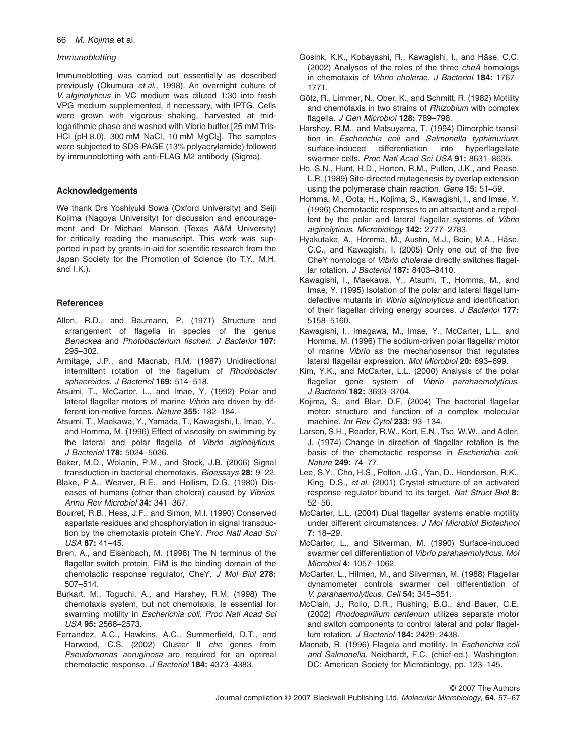### Immunoblotting

Immunoblotting was carried out essentially as described previously (Okumura *et al*., 1998). An overnight culture of *V. alginolyticus* in VC medium was diluted 1:30 into fresh VPG medium supplemented, if necessary, with IPTG. Cells were grown with vigorous shaking, harvested at mid-logarithmic phase and washed with Vibrio buffer [25 mM Tris-HCl (pH 8.0), 300 mM NaCl, 10 mM $MgCl_2$]. The samples were subjected to SDS-PAGE (13% polyacrylamide) followed by immunoblotting with anti-FLAG M2 antibody (Sigma).

## Acknowledgements

We thank Drs Yoshiyuki Sowa (Oxford University) and Seiji Kojima (Nagoya University) for discussion and encouragement and Dr Michael Manson (Texas A&M University) for critically reading the manuscript. This work was supported in part by grants-in-aid for scientific research from the Japan Society for the Promotion of Science (to T.Y., M.H. and I.K.).

## References

Allen, R.D., and Baumann, P. (1971) Structure and arrangement of flagella in species of the genus *Beneckea* and *Photobacterium fischeri*. *J Bacteriol* **107:** 295–302.

Armitage, J.P., and Macnab, R.M. (1987) Unidirectional intermittent rotation of the flagellum of *Rhodobacter sphaeroides*. *J Bacteriol* **169:** 514–518.

Atsumi, T., McCarter, L., and Imae, Y. (1992) Polar and lateral flagellar motors of marine *Vibrio* are driven by different ion-motive forces. *Nature* **355:** 182–184.

Atsumi, T., Maekawa, Y., Yamada, T., Kawagishi, I., Imae, Y., and Homma, M. (1996) Effect of viscosity on swimming by the lateral and polar flagella of *Vibrio alginolyticus*. *J Bacteriol* **178:** 5024–5026.

Baker, M.D., Wolanin, P.M., and Stock, J.B. (2006) Signal transduction in bacterial chemotaxis. *Bioessays* **28:** 9–22.

Blake, P.A., Weaver, R.E., and Hollism, D.G. (1980) Diseases of humans (other than cholera) caused by *Vibrios*. *Annu Rev Microbiol* **34:** 341–367.

Bourret, R.B., Hess, J.F., and Simon, M.I. (1990) Conserved aspartate residues and phosphorylation in signal transduction by the chemotaxis protein CheY. *Proc Natl Acad Sci USA* **87:** 41–45.

Bren, A., and Eisenbach, M. (1998) The N terminus of the flagellar switch protein, FliM is the binding domain of the chemotactic response regulator, CheY. *J Mol Biol* **278:** 507–514.

Burkart, M., Toguchi, A., and Harshey, R.M. (1998) The chemotaxis system, but not chemotaxis, is essential for swarming motility in *Escherichia coli*. *Proc Natl Acad Sci USA* **95:** 2568–2573.

Ferrandez, A.C., Hawkins, A.C., Summerfield, D.T., and Harwood, C.S. (2002) Cluster II *che* genes from *Pseudomonas aeruginosa* are required for an optimal chemotactic response. *J Bacteriol* **184:** 4373–4383.

Gosink, K.K., Kobayashi, R., Kawagishi, I., and Häse, C.C. (2002) Analyses of the roles of the three *cheA* homologs in chemotaxis of *Vibrio cholerae*. *J Bacteriol* **184:** 1767–1771.

Götz, R., Limmer, N., Ober, K., and Schmitt, R. (1982) Motility and chemotaxis in two strains of *Rhizobium* with complex flagella. *J Gen Microbiol* **128:** 789–798.

Harshey, R.M., and Matsuyama, T. (1994) Dimorphic transition in *Escherichia coli* and *Salmonella typhimurium*: surface-induced differentiation into hyperflagellate swarmer cells. *Proc Natl Acad Sci USA* **91:** 8631–8635.

Ho, S.N., Hunt, H.D., Horton, R.M., Pullen, J.K., and Pease, L.R. (1989) Site-directed mutagenesis by overlap extension using the polymerase chain reaction. *Gene* **15:** 51–59.

Homma, M., Oota, H., Kojima, S., Kawagishi, I., and Imae, Y. (1996) Chemotactic responses to an attractant and a repellent by the polar and lateral flagellar systems of *Vibrio alginolyticus*. *Microbiology* **142:** 2777–2783.

Hyakutake, A., Homma, M., Austin, M.J., Boin, M.A., Häse, C.C., and Kawagishi, I. (2005) Only one out of the five CheY homologs of *Vibrio cholerae* directly switches flagellar rotation. *J Bacteriol* **187:** 8403–8410.

Kawagishi, I., Maekawa, Y., Atsumi, T., Homma, M., and Imae, Y. (1995) Isolation of the polar and lateral flagellum-defective mutants in *Vibrio alginolyticus* and identification of their flagellar driving energy sources. *J Bacteriol* **177:** 5158–5160.

Kawagishi, I., Imagawa, M., Imae, Y., McCarter, L.L., and Homma, M. (1996) The sodium-driven polar flagellar motor of marine *Vibrio* as the mechanosensor that regulates lateral flagellar expression. *Mol Microbiol* **20:** 693–699.

Kim, Y.K., and McCarter, L.L. (2000) Analysis of the polar flagellar gene system of *Vibrio parahaemolyticus*. *J Bacteriol* **182:** 3693–3704.

Kojima, S., and Blair, D.F. (2004) The bacterial flagellar motor: structure and function of a complex molecular machine. *Int Rev Cytol* **233:** 93–134.

Larsen, S.H., Reader, R.W., Kort, E.N., Tso, W.W., and Adler, J. (1974) Change in direction of flagellar rotation is the basis of the chemotactic response in *Escherichia coli*. *Nature* **249:** 74–77.

Lee, S.Y., Cho, H.S., Pelton, J.G., Yan, D., Henderson, R.K., King, D.S., *et al.* (2001) Crystal structure of an activated response regulator bound to its target. *Nat Struct Biol* **8:** 52–56.

McCarter, L.L. (2004) Dual flagellar systems enable motility under different circumstances. *J Mol Microbiol Biotechnol* **7:** 18–29.

McCarter, L., and Silverman, M. (1990) Surface-induced swarmer cell differentiation of *Vibrio parahaemolyticus*. *Mol Microbiol* **4:** 1057–1062.

McCarter, L., Hilmen, M., and Silverman, M. (1988) Flagellar dynamometer controls swarmer cell differentiation of *V. parahaemolyticus*. *Cell* **54:** 345–351.

McClain, J., Rollo, D.R., Rushing, B.G., and Bauer, C.E. (2002) *Rhodospirillum centenum* utilizes separate motor and switch components to control lateral and polar flagellum rotation. *J Bacteriol* **184:** 2429–2438.

Macnab, R. (1996) Flagela and motility. In *Escherichia coli and Salmonella*. Neidhardt, F.C. (chief-ed.). Washington, DC: American Society for Microbiology, pp. 123–145.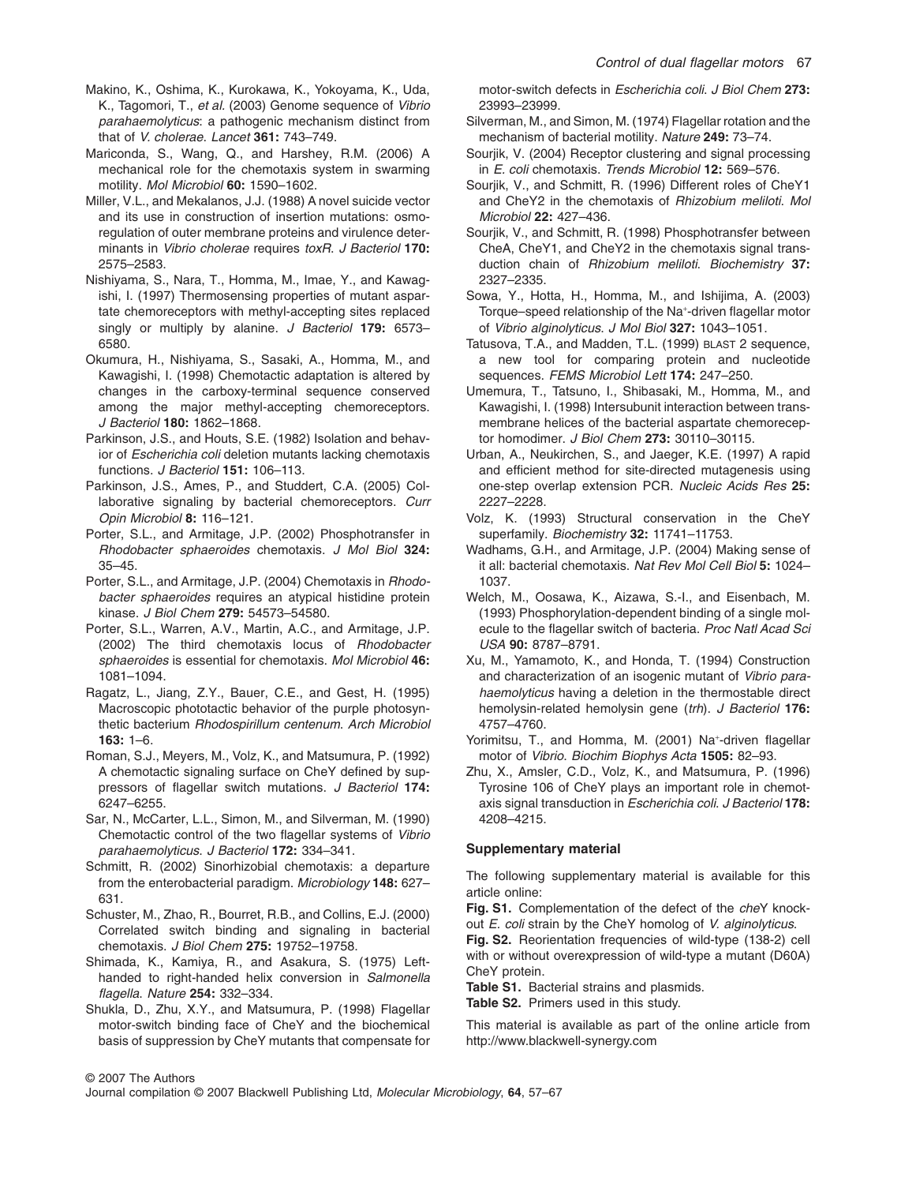Makino, K., Oshima, K., Kurokawa, K., Yokoyama, K., Uda, K., Tagomori, T., *et al.* (2003) Genome sequence of *Vibrio parahaemolyticus*: a pathogenic mechanism distinct from that of *V. cholerae*. *Lancet* **361:** 743–749.

Mariconda, S., Wang, Q., and Harshey, R.M. (2006) A mechanical role for the chemotaxis system in swarming motility. *Mol Microbiol* **60:** 1590–1602.

Miller, V.L., and Mekalanos, J.J. (1988) A novel suicide vector and its use in construction of insertion mutations: osmoregulation of outer membrane proteins and virulence determinants in *Vibrio cholerae* requires *toxR*. *J Bacteriol* **170:** 2575–2583.

Nishiyama, S., Nara, T., Homma, M., Imae, Y., and Kawagishi, I. (1997) Thermosensing properties of mutant aspartate chemoreceptors with methyl-accepting sites replaced singly or multiply by alanine. *J Bacteriol* **179:** 6573–6580.

Okumura, H., Nishiyama, S., Sasaki, A., Homma, M., and Kawagishi, I. (1998) Chemotactic adaptation is altered by changes in the carboxy-terminal sequence conserved among the major methyl-accepting chemoreceptors. *J Bacteriol* **180:** 1862–1868.

Parkinson, J.S., and Houts, S.E. (1982) Isolation and behavior of *Escherichia coli* deletion mutants lacking chemotaxis functions. *J Bacteriol* **151:** 106–113.

Parkinson, J.S., Ames, P., and Studdert, C.A. (2005) Collaborative signaling by bacterial chemoreceptors. *Curr Opin Microbiol* **8:** 116–121.

Porter, S.L., and Armitage, J.P. (2002) Phosphotransfer in *Rhodobacter sphaeroides* chemotaxis. *J Mol Biol* **324:** 35–45.

Porter, S.L., and Armitage, J.P. (2004) Chemotaxis in *Rhodobacter sphaeroides* requires an atypical histidine protein kinase. *J Biol Chem* **279:** 54573–54580.

Porter, S.L., Warren, A.V., Martin, A.C., and Armitage, J.P. (2002) The third chemotaxis locus of *Rhodobacter sphaeroides* is essential for chemotaxis. *Mol Microbiol* **46:** 1081–1094.

Ragatz, L., Jiang, Z.Y., Bauer, C.E., and Gest, H. (1995) Macroscopic phototactic behavior of the purple photosynthetic bacterium *Rhodospirillum centenum*. *Arch Microbiol* **163:** 1–6.

Roman, S.J., Meyers, M., Volz, K., and Matsumura, P. (1992) A chemotactic signaling surface on CheY defined by suppressors of flagellar switch mutations. *J Bacteriol* **174:** 6247–6255.

Sar, N., McCarter, L.L., Simon, M., and Silverman, M. (1990) Chemotactic control of the two flagellar systems of *Vibrio parahaemolyticus*. *J Bacteriol* **172:** 334–341.

Schmitt, R. (2002) Sinorhizobial chemotaxis: a departure from the enterobacterial paradigm. *Microbiology* **148:** 627–631.

Schuster, M., Zhao, R., Bourret, R.B., and Collins, E.J. (2000) Correlated switch binding and signaling in bacterial chemotaxis. *J Biol Chem* **275:** 19752–19758.

Shimada, K., Kamiya, R., and Asakura, S. (1975) Left-handed to right-handed helix conversion in *Salmonella flagella*. *Nature* **254:** 332–334.

Shukla, D., Zhu, X.Y., and Matsumura, P. (1998) Flagellar motor-switch binding face of CheY and the biochemical basis of suppression by CheY mutants that compensate for motor-switch defects in *Escherichia coli*. *J Biol Chem* **273:** 23993–23999.

Silverman, M., and Simon, M. (1974) Flagellar rotation and the mechanism of bacterial motility. *Nature* **249:** 73–74.

Sourjik, V. (2004) Receptor clustering and signal processing in *E. coli* chemotaxis. *Trends Microbiol* **12:** 569–576.

Sourjik, V., and Schmitt, R. (1996) Different roles of CheY1 and CheY2 in the chemotaxis of *Rhizobium meliloti*. *Mol Microbiol* **22:** 427–436.

Sourjik, V., and Schmitt, R. (1998) Phosphotransfer between CheA, CheY1, and CheY2 in the chemotaxis signal transduction chain of *Rhizobium meliloti*. *Biochemistry* **37:** 2327–2335.

Sowa, Y., Hotta, H., Homma, M., and Ishijima, A. (2003) Torque–speed relationship of the $Na^+$-driven flagellar motor of *Vibrio alginolyticus*. *J Mol Biol* **327:** 1043–1051.

Tatusova, T.A., and Madden, T.L. (1999) BLAST 2 sequence, a new tool for comparing protein and nucleotide sequences. *FEMS Microbiol Lett* **174:** 247–250.

Umemura, T., Tatsuno, I., Shibasaki, M., Homma, M., and Kawagishi, I. (1998) Intersubunit interaction between transmembrane helices of the bacterial aspartate chemoreceptor homodimer. *J Biol Chem* **273:** 30110–30115.

Urban, A., Neukirchen, S., and Jaeger, K.E. (1997) A rapid and efficient method for site-directed mutagenesis using one-step overlap extension PCR. *Nucleic Acids Res* **25:** 2227–2228.

Volz, K. (1993) Structural conservation in the CheY superfamily. *Biochemistry* **32:** 11741–11753.

Wadhams, G.H., and Armitage, J.P. (2004) Making sense of it all: bacterial chemotaxis. *Nat Rev Mol Cell Biol* **5:** 1024–1037.

Welch, M., Oosawa, K., Aizawa, S.-I., and Eisenbach, M. (1993) Phosphorylation-dependent binding of a single molecule to the flagellar switch of bacteria. *Proc Natl Acad Sci USA* **90:** 8787–8791.

Xu, M., Yamamoto, K., and Honda, T. (1994) Construction and characterization of an isogenic mutant of *Vibrio parahaemolyticus* having a deletion in the thermostable direct hemolysin-related hemolysin gene (*trh*). *J Bacteriol* **176:** 4757–4760.

Yorimitsu, T., and Homma, M. (2001) $Na^+$-driven flagellar motor of *Vibrio*. *Biochim Biophys Acta* **1505:** 82–93.

Zhu, X., Amsler, C.D., Volz, K., and Matsumura, P. (1996) Tyrosine 106 of CheY plays an important role in chemotaxis signal transduction in *Escherichia coli*. *J Bacteriol* **178:** 4208–4215.

### Supplementary material

The following supplementary material is available for this article online:

**Fig. S1.** Complementation of the defect of the *che*Y knockout *E. coli* strain by the CheY homolog of *V. alginolyticus*.

**Fig. S2.** Reorientation frequencies of wild-type (138-2) cell with or without overexpression of wild-type a mutant (D60A) CheY protein.

**Table S1.** Bacterial strains and plasmids.

**Table S2.** Primers used in this study.

This material is available as part of the online article from http://www.blackwell-synergy.com

© 2007 The Authors